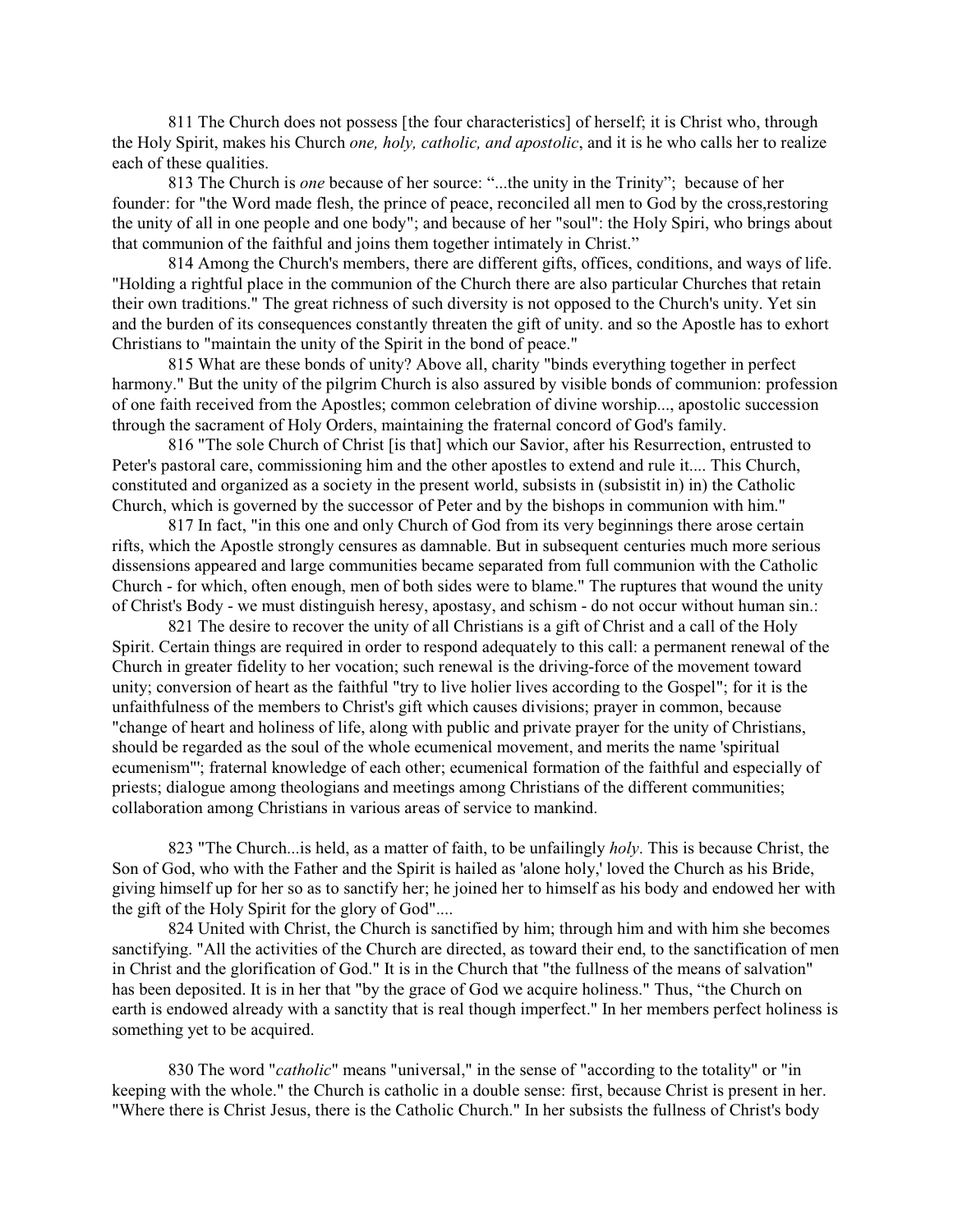811 The Church does not possess [the four characteristics] of herself; it is Christ who, through the Holy Spirit, makes his Church *one, holy, catholic, and apostolic*, and it is he who calls her to realize each of these qualities.

813 The Church is *one* because of her source: "...the unity in the Trinity"; because of her founder: for "the Word made flesh, the prince of peace, reconciled all men to God by the cross,restoring the unity of all in one people and one body"; and because of her "soul": the Holy Spiri, who brings about that communion of the faithful and joins them together intimately in Christ."

814 Among the Church's members, there are different gifts, offices, conditions, and ways of life. "Holding a rightful place in the communion of the Church there are also particular Churches that retain their own traditions." The great richness of such diversity is not opposed to the Church's unity. Yet sin and the burden of its consequences constantly threaten the gift of unity. and so the Apostle has to exhort Christians to "maintain the unity of the Spirit in the bond of peace."

815 What are these bonds of unity? Above all, charity "binds everything together in perfect harmony." But the unity of the pilgrim Church is also assured by visible bonds of communion: profession of one faith received from the Apostles; common celebration of divine worship..., apostolic succession through the sacrament of Holy Orders, maintaining the fraternal concord of God's family.

816 "The sole Church of Christ [is that] which our Savior, after his Resurrection, entrusted to Peter's pastoral care, commissioning him and the other apostles to extend and rule it.... This Church, constituted and organized as a society in the present world, subsists in (subsistit in) in) the Catholic Church, which is governed by the successor of Peter and by the bishops in communion with him."

817 In fact, "in this one and only Church of God from its very beginnings there arose certain rifts, which the Apostle strongly censures as damnable. But in subsequent centuries much more serious dissensions appeared and large communities became separated from full communion with the Catholic Church - for which, often enough, men of both sides were to blame." The ruptures that wound the unity of Christ's Body - we must distinguish heresy, apostasy, and schism - do not occur without human sin.:

821 The desire to recover the unity of all Christians is a gift of Christ and a call of the Holy Spirit. Certain things are required in order to respond adequately to this call: a permanent renewal of the Church in greater fidelity to her vocation; such renewal is the driving-force of the movement toward unity; conversion of heart as the faithful "try to live holier lives according to the Gospel"; for it is the unfaithfulness of the members to Christ's gift which causes divisions; prayer in common, because "change of heart and holiness of life, along with public and private prayer for the unity of Christians, should be regarded as the soul of the whole ecumenical movement, and merits the name 'spiritual ecumenism'"; fraternal knowledge of each other; ecumenical formation of the faithful and especially of priests; dialogue among theologians and meetings among Christians of the different communities; collaboration among Christians in various areas of service to mankind.

823 "The Church...is held, as a matter of faith, to be unfailingly *holy*. This is because Christ, the Son of God, who with the Father and the Spirit is hailed as 'alone holy,' loved the Church as his Bride, giving himself up for her so as to sanctify her; he joined her to himself as his body and endowed her with the gift of the Holy Spirit for the glory of God"....

824 United with Christ, the Church is sanctified by him; through him and with him she becomes sanctifying. "All the activities of the Church are directed, as toward their end, to the sanctification of men in Christ and the glorification of God." It is in the Church that "the fullness of the means of salvation" has been deposited. It is in her that "by the grace of God we acquire holiness." Thus, "the Church on earth is endowed already with a sanctity that is real though imperfect." In her members perfect holiness is something yet to be acquired.

830 The word "*catholic*" means "universal," in the sense of "according to the totality" or "in keeping with the whole." the Church is catholic in a double sense: first, because Christ is present in her. "Where there is Christ Jesus, there is the Catholic Church." In her subsists the fullness of Christ's body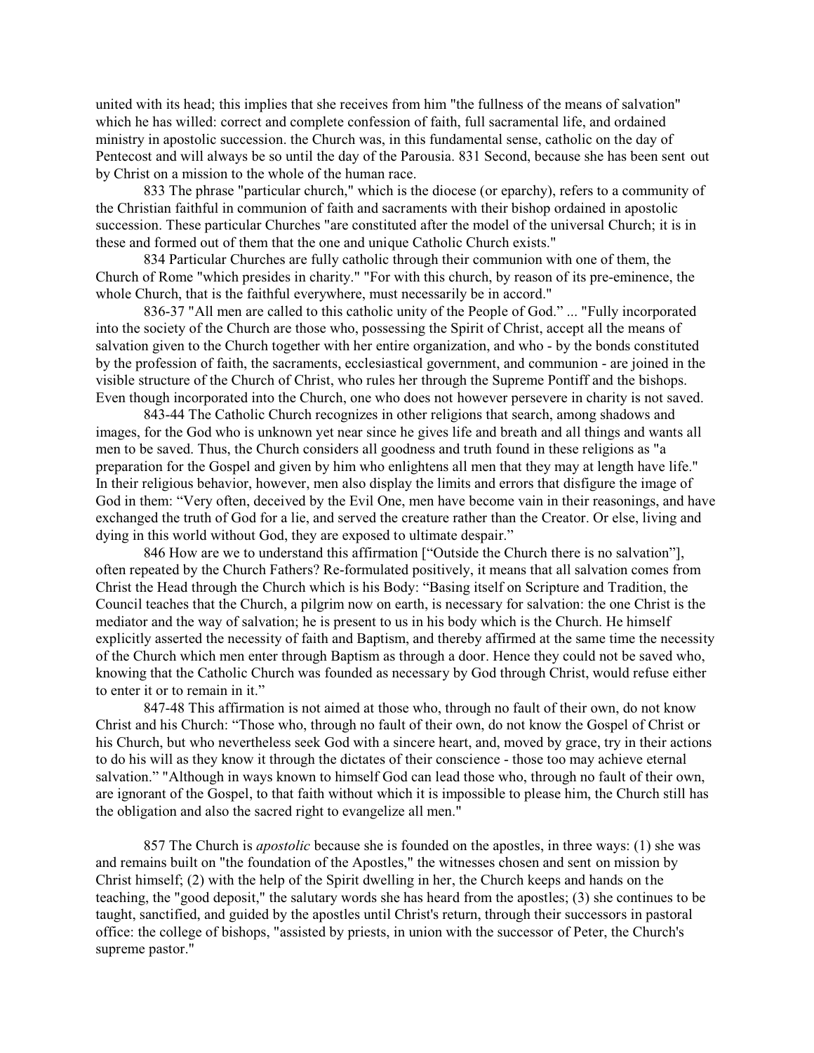united with its head; this implies that she receives from him "the fullness of the means of salvation" which he has willed: correct and complete confession of faith, full sacramental life, and ordained ministry in apostolic succession. the Church was, in this fundamental sense, catholic on the day of Pentecost and will always be so until the day of the Parousia. 831 Second, because she has been sent out by Christ on a mission to the whole of the human race.

833 The phrase "particular church," which is the diocese (or eparchy), refers to a community of the Christian faithful in communion of faith and sacraments with their bishop ordained in apostolic succession. These particular Churches "are constituted after the model of the universal Church; it is in these and formed out of them that the one and unique Catholic Church exists."

834 Particular Churches are fully catholic through their communion with one of them, the Church of Rome "which presides in charity." "For with this church, by reason of its pre-eminence, the whole Church, that is the faithful everywhere, must necessarily be in accord."

836-37 "All men are called to this catholic unity of the People of God." ... "Fully incorporated into the society of the Church are those who, possessing the Spirit of Christ, accept all the means of salvation given to the Church together with her entire organization, and who - by the bonds constituted by the profession of faith, the sacraments, ecclesiastical government, and communion - are joined in the visible structure of the Church of Christ, who rules her through the Supreme Pontiff and the bishops. Even though incorporated into the Church, one who does not however persevere in charity is not saved.

843-44 The Catholic Church recognizes in other religions that search, among shadows and images, for the God who is unknown yet near since he gives life and breath and all things and wants all men to be saved. Thus, the Church considers all goodness and truth found in these religions as "a preparation for the Gospel and given by him who enlightens all men that they may at length have life." In their religious behavior, however, men also display the limits and errors that disfigure the image of God in them: "Very often, deceived by the Evil One, men have become vain in their reasonings, and have exchanged the truth of God for a lie, and served the creature rather than the Creator. Or else, living and dying in this world without God, they are exposed to ultimate despair."

846 How are we to understand this affirmation ["Outside the Church there is no salvation"], often repeated by the Church Fathers? Re-formulated positively, it means that all salvation comes from Christ the Head through the Church which is his Body: "Basing itself on Scripture and Tradition, the Council teaches that the Church, a pilgrim now on earth, is necessary for salvation: the one Christ is the mediator and the way of salvation; he is present to us in his body which is the Church. He himself explicitly asserted the necessity of faith and Baptism, and thereby affirmed at the same time the necessity of the Church which men enter through Baptism as through a door. Hence they could not be saved who, knowing that the Catholic Church was founded as necessary by God through Christ, would refuse either to enter it or to remain in it."

847-48 This affirmation is not aimed at those who, through no fault of their own, do not know Christ and his Church: "Those who, through no fault of their own, do not know the Gospel of Christ or his Church, but who nevertheless seek God with a sincere heart, and, moved by grace, try in their actions to do his will as they know it through the dictates of their conscience - those too may achieve eternal salvation." "Although in ways known to himself God can lead those who, through no fault of their own, are ignorant of the Gospel, to that faith without which it is impossible to please him, the Church still has the obligation and also the sacred right to evangelize all men."

857 The Church is *apostolic* because she is founded on the apostles, in three ways: (1) she was and remains built on "the foundation of the Apostles," the witnesses chosen and sent on mission by Christ himself; (2) with the help of the Spirit dwelling in her, the Church keeps and hands on the teaching, the "good deposit," the salutary words she has heard from the apostles; (3) she continues to be taught, sanctified, and guided by the apostles until Christ's return, through their successors in pastoral office: the college of bishops, "assisted by priests, in union with the successor of Peter, the Church's supreme pastor."